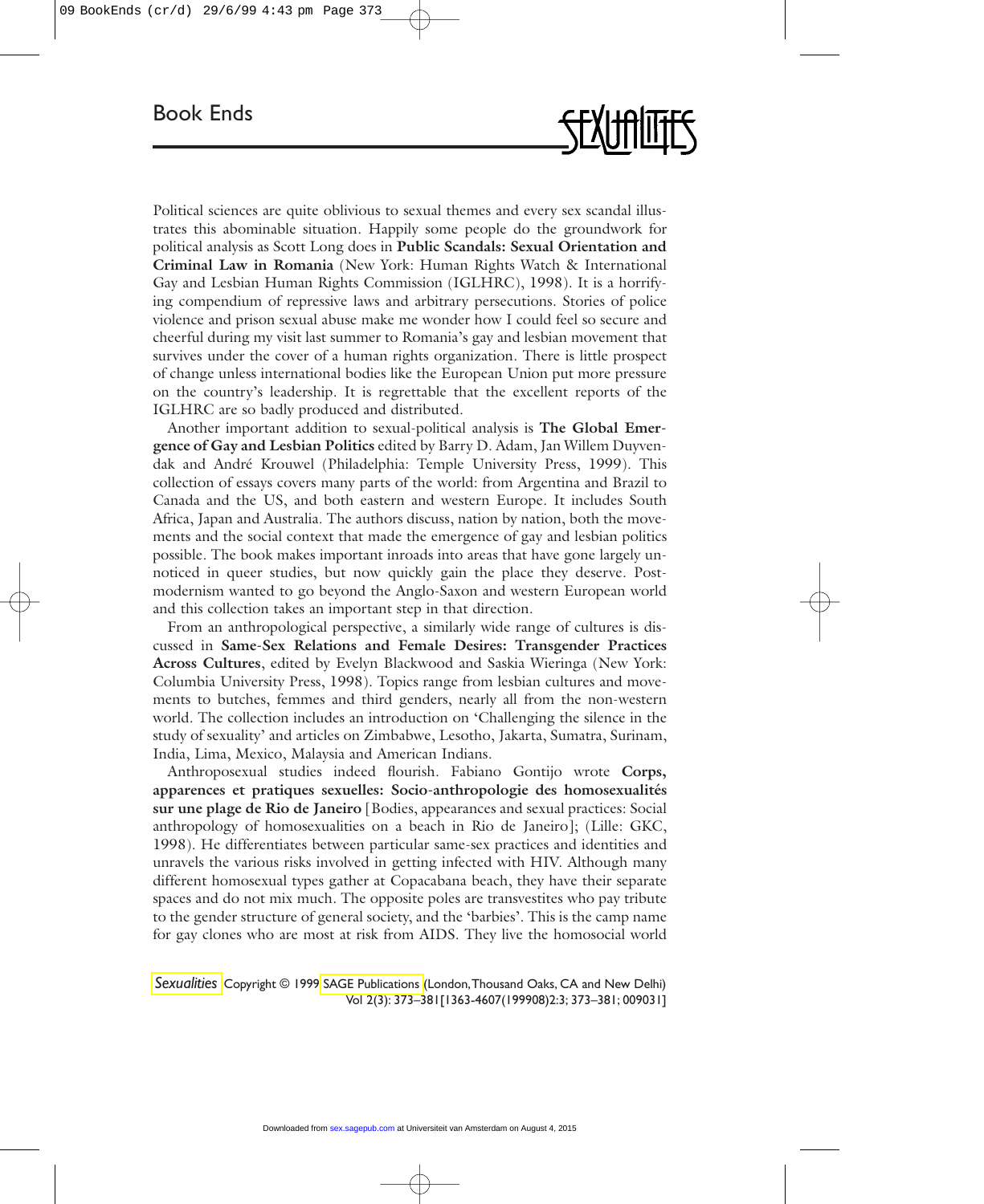# Book Ends

Political sciences are quite oblivious to sexual themes and every sex scandal illustrates this abominable situation. Happily some people do the groundwork for political analysis as Scott Long does in **Public Scandals: Sexual Orientation and Criminal Law in Romania** (New York: Human Rights Watch & International Gay and Lesbian Human Rights Commission (IGLHRC), 1998). It is a horrifying compendium of repressive laws and arbitrary persecutions. Stories of police violence and prison sexual abuse make me wonder how I could feel so secure and cheerful during my visit last summer to Romania's gay and lesbian movement that survives under the cover of a human rights organization. There is little prospect of change unless international bodies like the European Union put more pressure on the country's leadership. It is regrettable that the excellent reports of the IGLHRC are so badly produced and distributed.

Another important addition to sexual-political analysis is **The Global Emergence of Gay and Lesbian Politics** edited by Barry D. Adam, Jan Willem Duyvendak and André Krouwel (Philadelphia: Temple University Press, 1999). This collection of essays covers many parts of the world: from Argentina and Brazil to Canada and the US, and both eastern and western Europe. It includes South Africa, Japan and Australia. The authors discuss, nation by nation, both the movements and the social context that made the emergence of gay and lesbian politics possible. The book makes important inroads into areas that have gone largely unnoticed in queer studies, but now quickly gain the place they deserve. Postmodernism wanted to go beyond the Anglo-Saxon and western European world and this collection takes an important step in that direction.

From an anthropological perspective, a similarly wide range of cultures is discussed in **Same-Sex Relations and Female Desires: Transgender Practices Across Cultures**, edited by Evelyn Blackwood and Saskia Wieringa (New York: Columbia University Press, 1998). Topics range from lesbian cultures and movements to butches, femmes and third genders, nearly all from the non-western world. The collection includes an introduction on 'Challenging the silence in the study of sexuality' and articles on Zimbabwe, Lesotho, Jakarta, Sumatra, Surinam, India, Lima, Mexico, Malaysia and American Indians.

Anthroposexual studies indeed flourish. Fabiano Gontijo wrote **Corps, apparences et pratiques sexuelles: Socio-anthropologie des homosexualités sur une plage de Rio de Janeiro** [Bodies, appearances and sexual practices: Social anthropology of homosexualities on a beach in Rio de Janeiro]; (Lille: GKC, 1998). He differentiates between particular same-sex practices and identities and unravels the various risks involved in getting infected with HIV. Although many different homosexual types gather at Copacabana beach, they have their separate spaces and do not mix much. The opposite poles are transvestites who pay tribute to the gender structure of general society, and the 'barbies'. This is the camp name for gay clones who are most at risk from AIDS. They live the homosocial world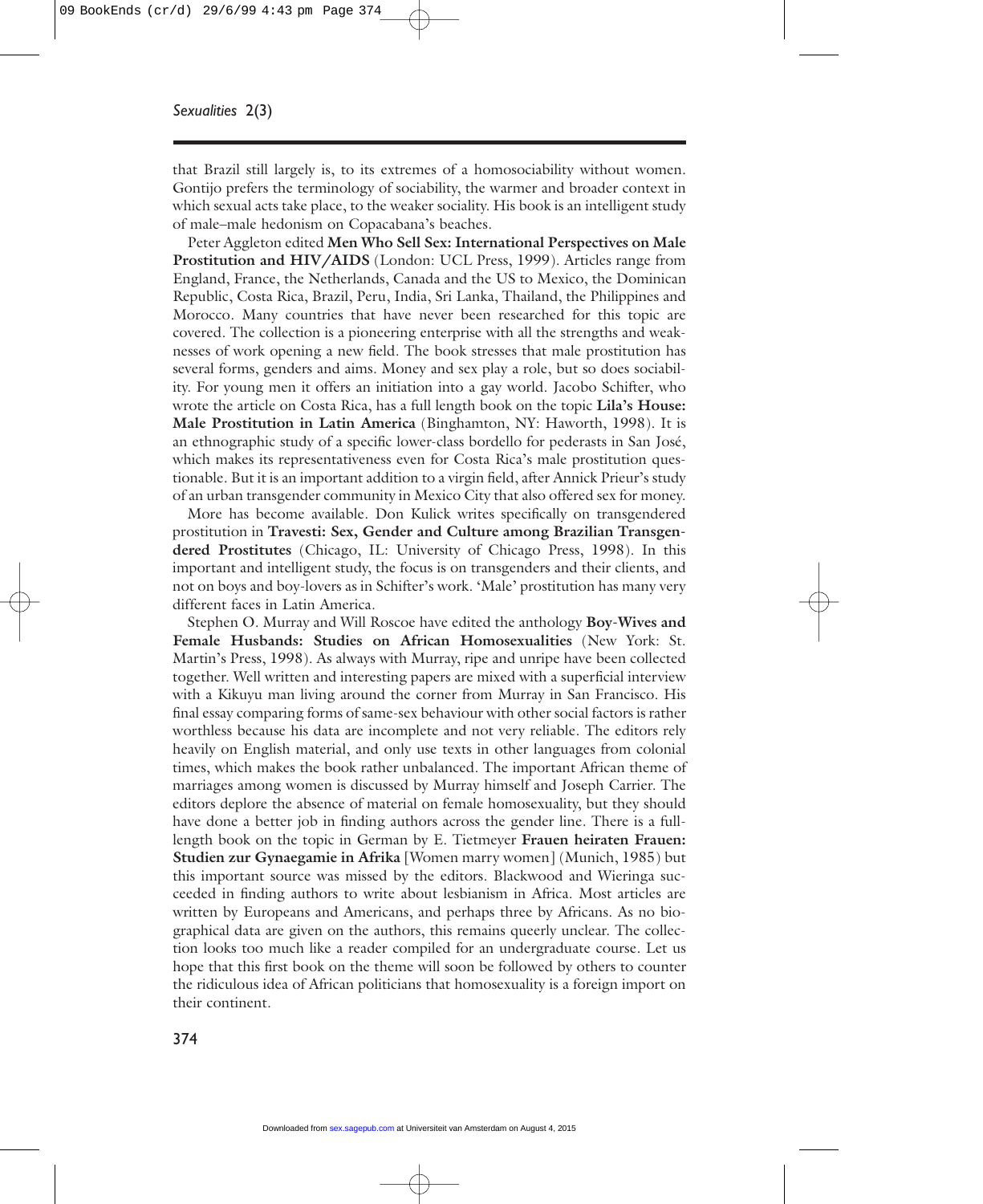that Brazil still largely is, to its extremes of a homosociability without women. Gontijo prefers the terminology of sociability, the warmer and broader context in which sexual acts take place, to the weaker sociality. His book is an intelligent study of male–male hedonism on Copacabana's beaches.

Peter Aggleton edited **Men Who Sell Sex: International Perspectives on Male Prostitution and HIV/AIDS** (London: UCL Press, 1999). Articles range from England, France, the Netherlands, Canada and the US to Mexico, the Dominican Republic, Costa Rica, Brazil, Peru, India, Sri Lanka, Thailand, the Philippines and Morocco. Many countries that have never been researched for this topic are covered. The collection is a pioneering enterprise with all the strengths and weaknesses of work opening a new field. The book stresses that male prostitution has several forms, genders and aims. Money and sex play a role, but so does sociability. For young men it offers an initiation into a gay world. Jacobo Schifter, who wrote the article on Costa Rica, has a full length book on the topic **Lila's House: Male Prostitution in Latin America** (Binghamton, NY: Haworth, 1998). It is an ethnographic study of a specific lower-class bordello for pederasts in San José, which makes its representativeness even for Costa Rica's male prostitution questionable. But it is an important addition to a virgin field, after Annick Prieur's study of an urban transgender community in Mexico City that also offered sex for money.

More has become available. Don Kulick writes specifically on transgendered prostitution in **Travesti: Sex, Gender and Culture among Brazilian Transgendered Prostitutes** (Chicago, IL: University of Chicago Press, 1998). In this important and intelligent study, the focus is on transgenders and their clients, and not on boys and boy-lovers as in Schifter's work. 'Male' prostitution has many very different faces in Latin America.

Stephen O. Murray and Will Roscoe have edited the anthology **Boy-Wives and Female Husbands: Studies on African Homosexualities** (New York: St. Martin's Press, 1998). As always with Murray, ripe and unripe have been collected together. Well written and interesting papers are mixed with a superficial interview with a Kikuyu man living around the corner from Murray in San Francisco. His final essay comparing forms of same-sex behaviour with other social factors is rather worthless because his data are incomplete and not very reliable. The editors rely heavily on English material, and only use texts in other languages from colonial times, which makes the book rather unbalanced. The important African theme of marriages among women is discussed by Murray himself and Joseph Carrier. The editors deplore the absence of material on female homosexuality, but they should have done a better job in finding authors across the gender line. There is a full-length book on the topic in German by E. Tietmeyer **Frauen heiraten Frauen: Studien zur Gynaegamie in Afrika** [Women marry women] (Munich, 1985) but this important source was missed by the editors. Blackwood and Wieringa succeeded in finding authors to write about lesbianism in Africa. Most articles are written by Europeans and Americans, and perhaps three by Africans. As no biographical data are given on the authors, this remains queerly unclear. The collection looks too much like a reader compiled for an undergraduate course. Let us hope that this first book on the theme will soon be followed by others to counter the ridiculous idea of African politicians that homosexuality is a foreign import on their continent.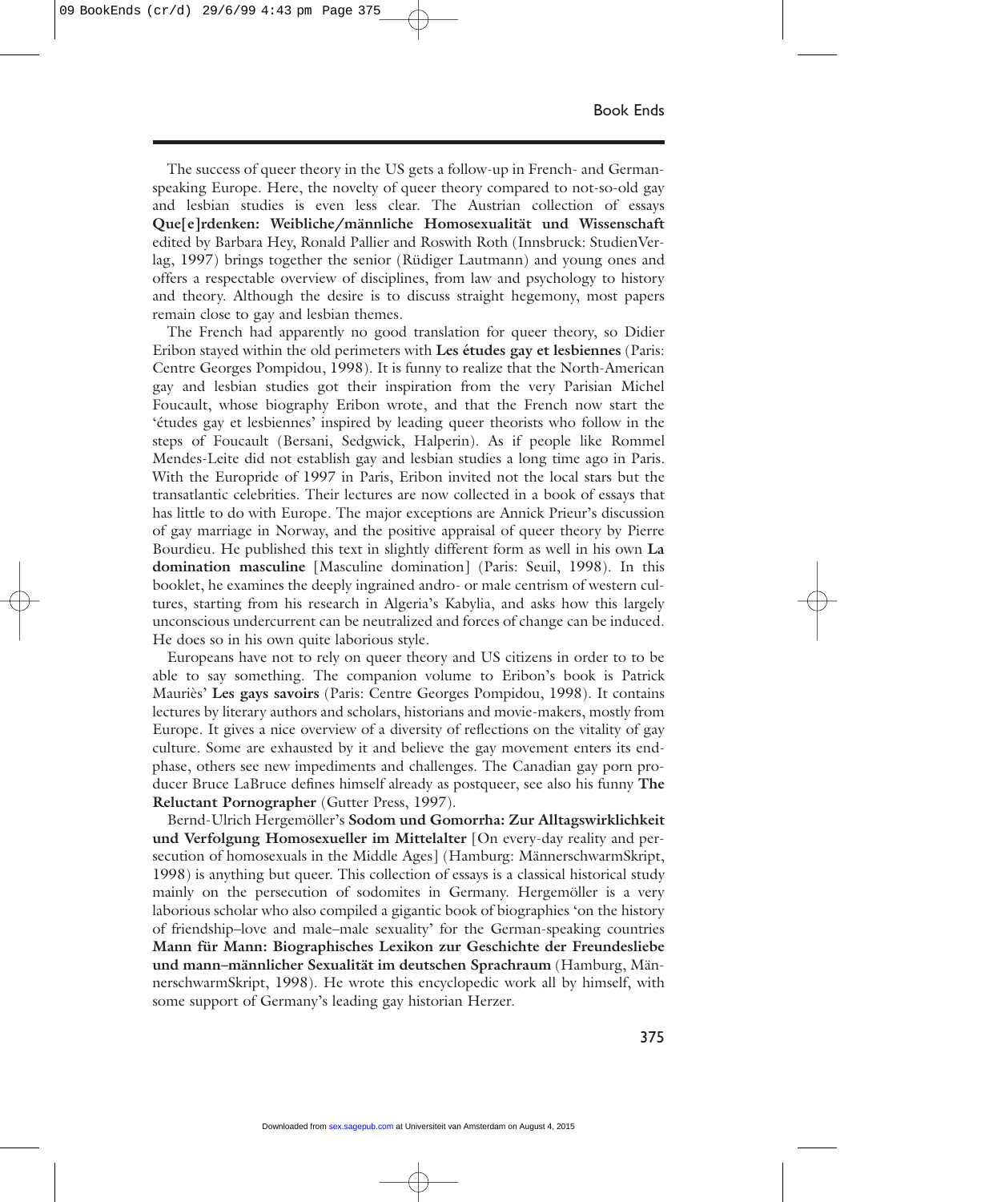The success of queer theory in the US gets a follow-up in French- and German-speaking Europe. Here, the novelty of queer theory compared to not-so-old gay and lesbian studies is even less clear. The Austrian collection of essays **Que[e]rdenken: Weibliche/männliche Homosexualität und Wissenschaft** edited by Barbara Hey, Ronald Pallier and Roswith Roth (Innsbruck: StudienVerlag, 1997) brings together the senior (Rüdiger Lautmann) and young ones and offers a respectable overview of disciplines, from law and psychology to history and theory. Although the desire is to discuss straight hegemony, most papers remain close to gay and lesbian themes.

The French had apparently no good translation for queer theory, so Didier Eribon stayed within the old perimeters with **Les études gay et lesbiennes** (Paris: Centre Georges Pompidou, 1998). It is funny to realize that the North-American gay and lesbian studies got their inspiration from the very Parisian Michel Foucault, whose biography Eribon wrote, and that the French now start the 'études gay et lesbiennes' inspired by leading queer theorists who follow in the steps of Foucault (Bersani, Sedgwick, Halperin). As if people like Rommel Mendes-Leite did not establish gay and lesbian studies a long time ago in Paris. With the Europride of 1997 in Paris, Eribon invited not the local stars but the transatlantic celebrities. Their lectures are now collected in a book of essays that has little to do with Europe. The major exceptions are Annick Prieur's discussion of gay marriage in Norway, and the positive appraisal of queer theory by Pierre Bourdieu. He published this text in slightly different form as well in his own **La domination masculine** [Masculine domination] (Paris: Seuil, 1998). In this booklet, he examines the deeply ingrained andro- or male centrism of western cultures, starting from his research in Algeria's Kabylia, and asks how this largely unconscious undercurrent can be neutralized and forces of change can be induced. He does so in his own quite laborious style.

Europeans have not to rely on queer theory and US citizens in order to to be able to say something. The companion volume to Eribon's book is Patrick Mauriès' **Les gays savoirs** (Paris: Centre Georges Pompidou, 1998). It contains lectures by literary authors and scholars, historians and movie-makers, mostly from Europe. It gives a nice overview of a diversity of reflections on the vitality of gay culture. Some are exhausted by it and believe the gay movement enters its end-phase, others see new impediments and challenges. The Canadian gay porn producer Bruce LaBruce defines himself already as postqueer, see also his funny **The Reluctant Pornographer** (Gutter Press, 1997).

Bernd-Ulrich Hergemöller's **Sodom und Gomorrha: Zur Alltagswirklichkeit und Verfolgung Homosexueller im Mittelalter** [On every-day reality and persecution of homosexuals in the Middle Ages] (Hamburg: MännerschwarmSkript, 1998) is anything but queer. This collection of essays is a classical historical study mainly on the persecution of sodomites in Germany. Hergemöller is a very laborious scholar who also compiled a gigantic book of biographies 'on the history of friendship–love and male–male sexuality' for the German-speaking countries **Mann für Mann: Biographisches Lexikon zur Geschichte der Freundesliebe und mann–männlicher Sexualität im deutschen Sprachraum** (Hamburg, MännerschwarmSkript, 1998). He wrote this encyclopedic work all by himself, with some support of Germany's leading gay historian Herzer.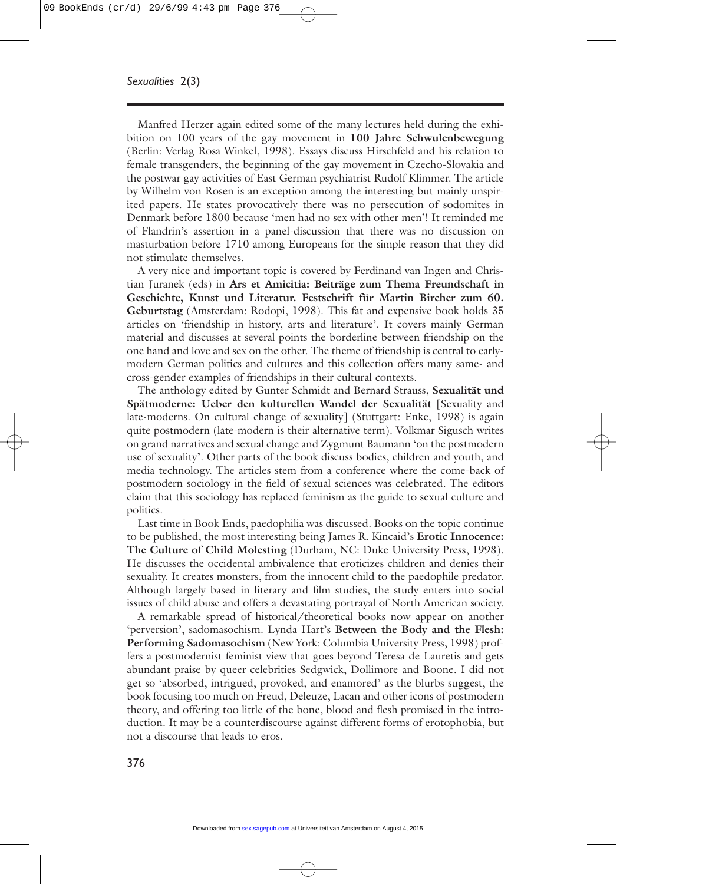Manfred Herzer again edited some of the many lectures held during the exhibition on 100 years of the gay movement in **100 Jahre Schwulenbewegung** (Berlin: Verlag Rosa Winkel, 1998). Essays discuss Hirschfeld and his relation to female transgenders, the beginning of the gay movement in Czecho-Slovakia and the postwar gay activities of East German psychiatrist Rudolf Klimmer. The article by Wilhelm von Rosen is an exception among the interesting but mainly unspirited papers. He states provocatively there was no persecution of sodomites in Denmark before 1800 because 'men had no sex with other men'! It reminded me of Flandrin's assertion in a panel-discussion that there was no discussion on masturbation before 1710 among Europeans for the simple reason that they did not stimulate themselves.

A very nice and important topic is covered by Ferdinand van Ingen and Christian Juranek (eds) in **Ars et Amicitia: Beiträge zum Thema Freundschaft in Geschichte, Kunst und Literatur. Festschrift für Martin Bircher zum 60. Geburtstag** (Amsterdam: Rodopi, 1998). This fat and expensive book holds 35 articles on 'friendship in history, arts and literature'. It covers mainly German material and discusses at several points the borderline between friendship on the one hand and love and sex on the other. The theme of friendship is central to early-modern German politics and cultures and this collection offers many same- and cross-gender examples of friendships in their cultural contexts.

The anthology edited by Gunter Schmidt and Bernard Strauss, **Sexualität und Spätmoderne: Ueber den kulturellen Wandel der Sexualität** [Sexuality and late-moderns. On cultural change of sexuality] (Stuttgart: Enke, 1998) is again quite postmodern (late-modern is their alternative term). Volkmar Sigusch writes on grand narratives and sexual change and Zygmunt Baumann 'on the postmodern use of sexuality'. Other parts of the book discuss bodies, children and youth, and media technology. The articles stem from a conference where the come-back of postmodern sociology in the field of sexual sciences was celebrated. The editors claim that this sociology has replaced feminism as the guide to sexual culture and politics.

Last time in Book Ends, paedophilia was discussed. Books on the topic continue to be published, the most interesting being James R. Kincaid's **Erotic Innocence: The Culture of Child Molesting** (Durham, NC: Duke University Press, 1998). He discusses the occidental ambivalence that eroticizes children and denies their sexuality. It creates monsters, from the innocent child to the paedophile predator. Although largely based in literary and film studies, the study enters into social issues of child abuse and offers a devastating portrayal of North American society.

A remarkable spread of historical/theoretical books now appear on another 'perversion', sadomasochism. Lynda Hart's **Between the Body and the Flesh: Performing Sadomasochism** (New York: Columbia University Press, 1998) proffers a postmodernist feminist view that goes beyond Teresa de Lauretis and gets abundant praise by queer celebrities Sedgwick, Dollimore and Boone. I did not get so 'absorbed, intrigued, provoked, and enamored' as the blurbs suggest, the book focusing too much on Freud, Deleuze, Lacan and other icons of postmodern theory, and offering too little of the bone, blood and flesh promised in the introduction. It may be a counterdiscourse against different forms of erotophobia, but not a discourse that leads to eros.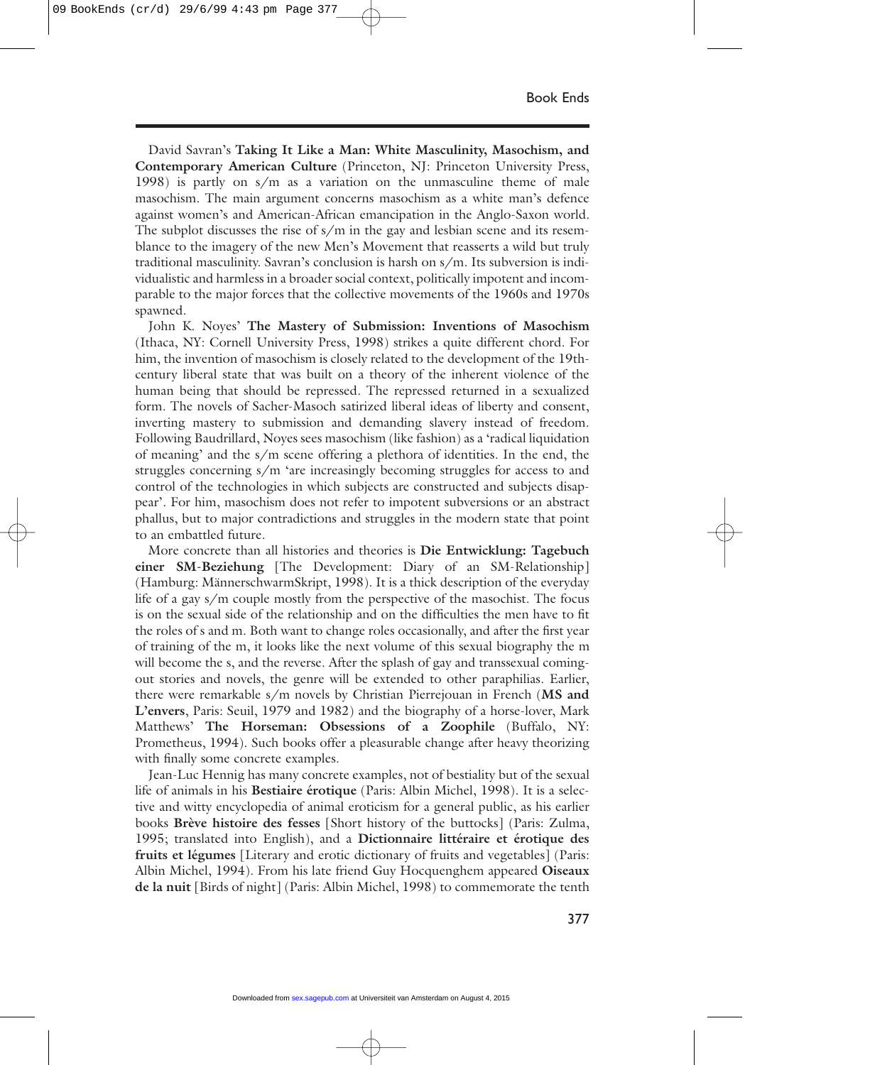David Savran's **Taking It Like a Man: White Masculinity, Masochism, and Contemporary American Culture** (Princeton, NJ: Princeton University Press, 1998) is partly on s/m as a variation on the unmasculine theme of male masochism. The main argument concerns masochism as a white man's defence against women's and American-African emancipation in the Anglo-Saxon world. The subplot discusses the rise of s/m in the gay and lesbian scene and its resemblance to the imagery of the new Men's Movement that reasserts a wild but truly traditional masculinity. Savran's conclusion is harsh on s/m. Its subversion is individualistic and harmless in a broader social context, politically impotent and incomparable to the major forces that the collective movements of the 1960s and 1970s spawned.

John K. Noyes' **The Mastery of Submission: Inventions of Masochism** (Ithaca, NY: Cornell University Press, 1998) strikes a quite different chord. For him, the invention of masochism is closely related to the development of the 19th-century liberal state that was built on a theory of the inherent violence of the human being that should be repressed. The repressed returned in a sexualized form. The novels of Sacher-Masoch satirized liberal ideas of liberty and consent, inverting mastery to submission and demanding slavery instead of freedom. Following Baudrillard, Noyes sees masochism (like fashion) as a 'radical liquidation of meaning' and the s/m scene offering a plethora of identities. In the end, the struggles concerning s/m 'are increasingly becoming struggles for access to and control of the technologies in which subjects are constructed and subjects disappear'. For him, masochism does not refer to impotent subversions or an abstract phallus, but to major contradictions and struggles in the modern state that point to an embattled future.

More concrete than all histories and theories is **Die Entwicklung: Tagebuch einer SM-Beziehung** [The Development: Diary of an SM-Relationship] (Hamburg: MännerschwarmSkript, 1998). It is a thick description of the everyday life of a gay s/m couple mostly from the perspective of the masochist. The focus is on the sexual side of the relationship and on the difficulties the men have to fit the roles of s and m. Both want to change roles occasionally, and after the first year of training of the m, it looks like the next volume of this sexual biography the m will become the s, and the reverse. After the splash of gay and transsexual coming-out stories and novels, the genre will be extended to other paraphilias. Earlier, there were remarkable s/m novels by Christian Pierrejouan in French (**MS and L'envers**, Paris: Seuil, 1979 and 1982) and the biography of a horse-lover, Mark Matthews' **The Horseman: Obsessions of a Zoophile** (Buffalo, NY: Prometheus, 1994). Such books offer a pleasurable change after heavy theorizing with finally some concrete examples.

Jean-Luc Hennig has many concrete examples, not of bestiality but of the sexual life of animals in his **Bestiaire érotique** (Paris: Albin Michel, 1998). It is a selective and witty encyclopedia of animal eroticism for a general public, as his earlier books **Brève histoire des fesses** [Short history of the buttocks] (Paris: Zulma, 1995; translated into English), and a **Dictionnaire littéraire et érotique des fruits et légumes** [Literary and erotic dictionary of fruits and vegetables] (Paris: Albin Michel, 1994). From his late friend Guy Hocquenghem appeared **Oiseaux de la nuit** [Birds of night] (Paris: Albin Michel, 1998) to commemorate the tenth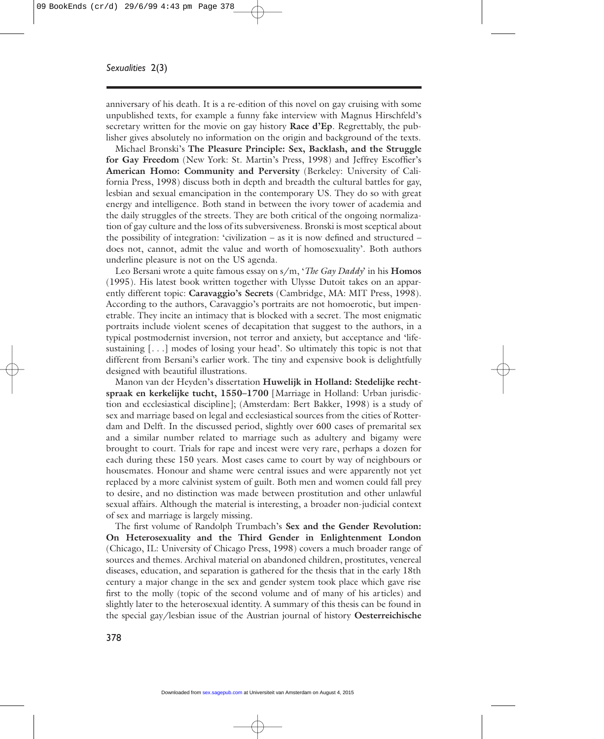anniversary of his death. It is a re-edition of this novel on gay cruising with some unpublished texts, for example a funny fake interview with Magnus Hirschfeld's secretary written for the movie on gay history **Race d'Ep**. Regrettably, the publisher gives absolutely no information on the origin and background of the texts.

Michael Bronski's **The Pleasure Principle: Sex, Backlash, and the Struggle for Gay Freedom** (New York: St. Martin's Press, 1998) and Jeffrey Escoffier's **American Homo: Community and Perversity** (Berkeley: University of California Press, 1998) discuss both in depth and breadth the cultural battles for gay, lesbian and sexual emancipation in the contemporary US. They do so with great energy and intelligence. Both stand in between the ivory tower of academia and the daily struggles of the streets. They are both critical of the ongoing normalization of gay culture and the loss of its subversiveness. Bronski is most sceptical about the possibility of integration: 'civilization – as it is now defined and structured – does not, cannot, admit the value and worth of homosexuality'. Both authors underline pleasure is not on the US agenda.

Leo Bersani wrote a quite famous essay on s/m, '*The Gay Daddy*' in his **Homos** (1995). His latest book written together with Ulysse Dutoit takes on an apparently different topic: **Caravaggio's Secrets** (Cambridge, MA: MIT Press, 1998). According to the authors, Caravaggio's portraits are not homoerotic, but impenetrable. They incite an intimacy that is blocked with a secret. The most enigmatic portraits include violent scenes of decapitation that suggest to the authors, in a typical postmodernist inversion, not terror and anxiety, but acceptance and 'life-sustaining [. . .] modes of losing your head'. So ultimately this topic is not that different from Bersani's earlier work. The tiny and expensive book is delightfully designed with beautiful illustrations.

Manon van der Heyden's dissertation **Huwelijk in Holland: Stedelijke rechtspraak en kerkelijke tucht, 1550–1700** [Marriage in Holland: Urban jurisdiction and ecclesiastical discipline]; (Amsterdam: Bert Bakker, 1998) is a study of sex and marriage based on legal and ecclesiastical sources from the cities of Rotterdam and Delft. In the discussed period, slightly over 600 cases of premarital sex and a similar number related to marriage such as adultery and bigamy were brought to court. Trials for rape and incest were very rare, perhaps a dozen for each during these 150 years. Most cases came to court by way of neighbours or housemates. Honour and shame were central issues and were apparently not yet replaced by a more calvinist system of guilt. Both men and women could fall prey to desire, and no distinction was made between prostitution and other unlawful sexual affairs. Although the material is interesting, a broader non-judicial context of sex and marriage is largely missing.

The first volume of Randolph Trumbach's **Sex and the Gender Revolution: On Heterosexuality and the Third Gender in Enlightenment London** (Chicago, IL: University of Chicago Press, 1998) covers a much broader range of sources and themes. Archival material on abandoned children, prostitutes, venereal diseases, education, and separation is gathered for the thesis that in the early 18th century a major change in the sex and gender system took place which gave rise first to the molly (topic of the second volume and of many of his articles) and slightly later to the heterosexual identity. A summary of this thesis can be found in the special gay/lesbian issue of the Austrian journal of history **Oesterreichische**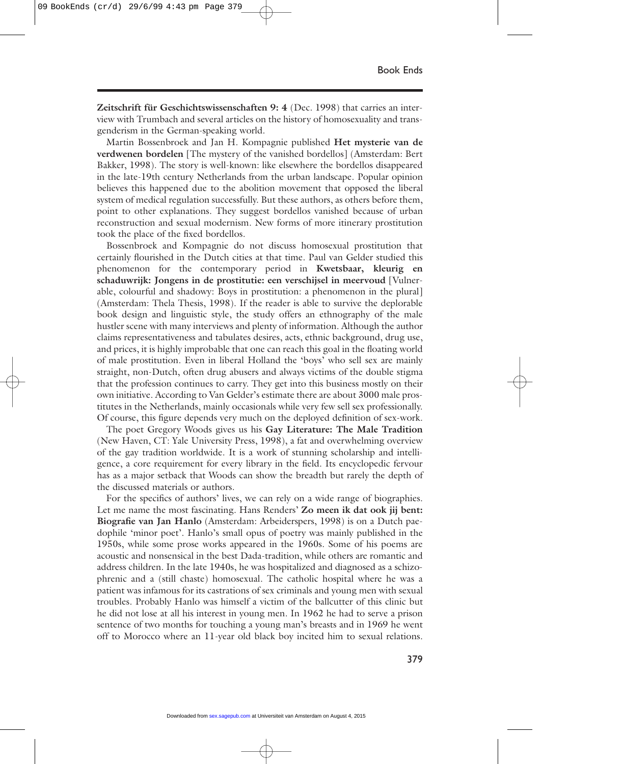**Zeitschrift für Geschichtswissenschaften 9: 4** (Dec. 1998) that carries an interview with Trumbach and several articles on the history of homosexuality and transgenderism in the German-speaking world.

Martin Bossenbroek and Jan H. Kompagnie published **Het mysterie van de verdwenen bordelen** [The mystery of the vanished bordellos] (Amsterdam: Bert Bakker, 1998). The story is well-known: like elsewhere the bordellos disappeared in the late-19th century Netherlands from the urban landscape. Popular opinion believes this happened due to the abolition movement that opposed the liberal system of medical regulation successfully. But these authors, as others before them, point to other explanations. They suggest bordellos vanished because of urban reconstruction and sexual modernism. New forms of more itinerary prostitution took the place of the fixed bordellos.

Bossenbroek and Kompagnie do not discuss homosexual prostitution that certainly flourished in the Dutch cities at that time. Paul van Gelder studied this phenomenon for the contemporary period in **Kwetsbaar, kleurig en schaduwrijk: Jongens in de prostitutie: een verschijsel in meervoud** [Vulnerable, colourful and shadowy: Boys in prostitution: a phenomenon in the plural] (Amsterdam: Thela Thesis, 1998). If the reader is able to survive the deplorable book design and linguistic style, the study offers an ethnography of the male hustler scene with many interviews and plenty of information. Although the author claims representativeness and tabulates desires, acts, ethnic background, drug use, and prices, it is highly improbable that one can reach this goal in the floating world of male prostitution. Even in liberal Holland the 'boys' who sell sex are mainly straight, non-Dutch, often drug abusers and always victims of the double stigma that the profession continues to carry. They get into this business mostly on their own initiative. According to Van Gelder's estimate there are about 3000 male prostitutes in the Netherlands, mainly occasionals while very few sell sex professionally. Of course, this figure depends very much on the deployed definition of sex-work.

The poet Gregory Woods gives us his **Gay Literature: The Male Tradition** (New Haven, CT: Yale University Press, 1998), a fat and overwhelming overview of the gay tradition worldwide. It is a work of stunning scholarship and intelligence, a core requirement for every library in the field. Its encyclopedic fervour has as a major setback that Woods can show the breadth but rarely the depth of the discussed materials or authors.

For the specifics of authors' lives, we can rely on a wide range of biographies. Let me name the most fascinating. Hans Renders' **Zo meen ik dat ook jij bent: Biografie van Jan Hanlo** (Amsterdam: Arbeiderspers, 1998) is on a Dutch paedophile 'minor poet'. Hanlo's small opus of poetry was mainly published in the 1950s, while some prose works appeared in the 1960s. Some of his poems are acoustic and nonsensical in the best Dada-tradition, while others are romantic and address children. In the late 1940s, he was hospitalized and diagnosed as a schizophrenic and a (still chaste) homosexual. The catholic hospital where he was a patient was infamous for its castrations of sex criminals and young men with sexual troubles. Probably Hanlo was himself a victim of the ballcutter of this clinic but he did not lose at all his interest in young men. In 1962 he had to serve a prison sentence of two months for touching a young man's breasts and in 1969 he went off to Morocco where an 11-year old black boy incited him to sexual relations.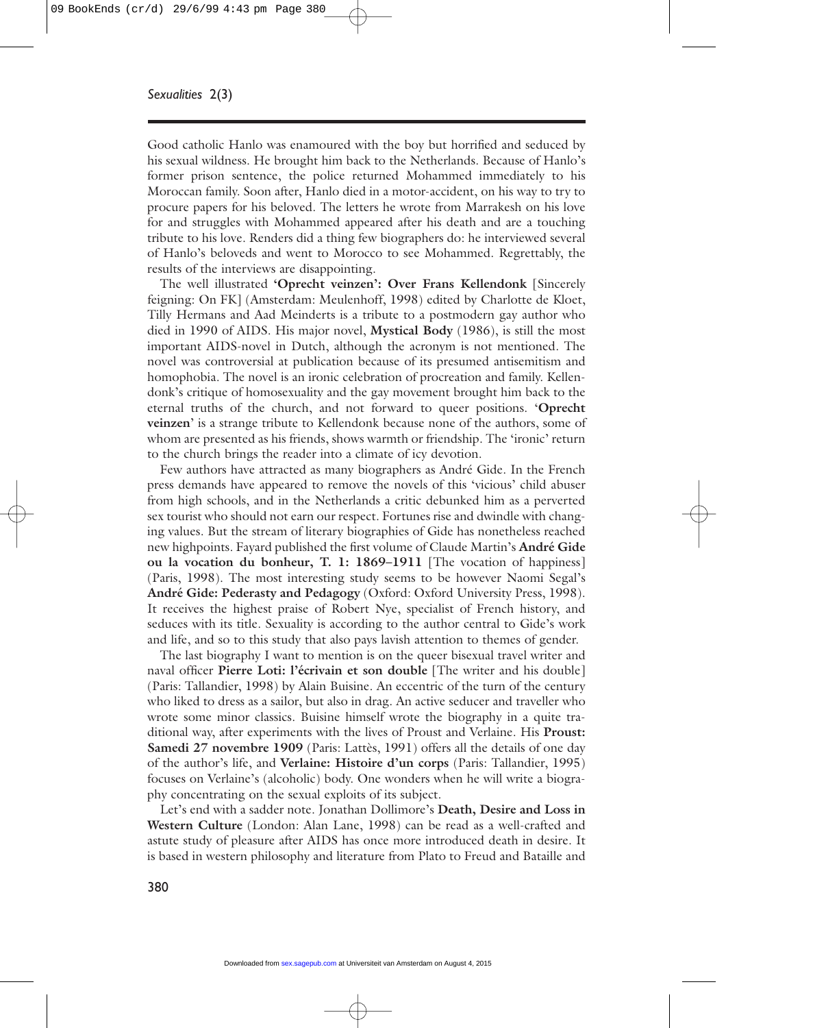Good catholic Hanlo was enamoured with the boy but horrified and seduced by his sexual wildness. He brought him back to the Netherlands. Because of Hanlo's former prison sentence, the police returned Mohammed immediately to his Moroccan family. Soon after, Hanlo died in a motor-accident, on his way to try to procure papers for his beloved. The letters he wrote from Marrakesh on his love for and struggles with Mohammed appeared after his death and are a touching tribute to his love. Renders did a thing few biographers do: he interviewed several of Hanlo's beloveds and went to Morocco to see Mohammed. Regrettably, the results of the interviews are disappointing.

The well illustrated **'Oprecht veinzen': Over Frans Kellendonk** [Sincerely feigning: On FK] (Amsterdam: Meulenhoff, 1998) edited by Charlotte de Kloet, Tilly Hermans and Aad Meinderts is a tribute to a postmodern gay author who died in 1990 of AIDS. His major novel, **Mystical Body** (1986), is still the most important AIDS-novel in Dutch, although the acronym is not mentioned. The novel was controversial at publication because of its presumed antisemitism and homophobia. The novel is an ironic celebration of procreation and family. Kellendonk's critique of homosexuality and the gay movement brought him back to the eternal truths of the church, and not forward to queer positions. '**Oprecht veinzen**' is a strange tribute to Kellendonk because none of the authors, some of whom are presented as his friends, shows warmth or friendship. The 'ironic' return to the church brings the reader into a climate of icy devotion.

Few authors have attracted as many biographers as André Gide. In the French press demands have appeared to remove the novels of this 'vicious' child abuser from high schools, and in the Netherlands a critic debunked him as a perverted sex tourist who should not earn our respect. Fortunes rise and dwindle with changing values. But the stream of literary biographies of Gide has nonetheless reached new highpoints. Fayard published the first volume of Claude Martin's **André Gide ou la vocation du bonheur, T. 1: 1869–1911** [The vocation of happiness] (Paris, 1998). The most interesting study seems to be however Naomi Segal's **André Gide: Pederasty and Pedagogy** (Oxford: Oxford University Press, 1998). It receives the highest praise of Robert Nye, specialist of French history, and seduces with its title. Sexuality is according to the author central to Gide's work and life, and so to this study that also pays lavish attention to themes of gender.

The last biography I want to mention is on the queer bisexual travel writer and naval officer **Pierre Loti: l'écrivain et son double** [The writer and his double] (Paris: Tallandier, 1998) by Alain Buisine. An eccentric of the turn of the century who liked to dress as a sailor, but also in drag. An active seducer and traveller who wrote some minor classics. Buisine himself wrote the biography in a quite traditional way, after experiments with the lives of Proust and Verlaine. His **Proust: Samedi 27 novembre 1909** (Paris: Lattès, 1991) offers all the details of one day of the author's life, and **Verlaine: Histoire d'un corps** (Paris: Tallandier, 1995) focuses on Verlaine's (alcoholic) body. One wonders when he will write a biography concentrating on the sexual exploits of its subject.

Let's end with a sadder note. Jonathan Dollimore's **Death, Desire and Loss in Western Culture** (London: Alan Lane, 1998) can be read as a well-crafted and astute study of pleasure after AIDS has once more introduced death in desire. It is based in western philosophy and literature from Plato to Freud and Bataille and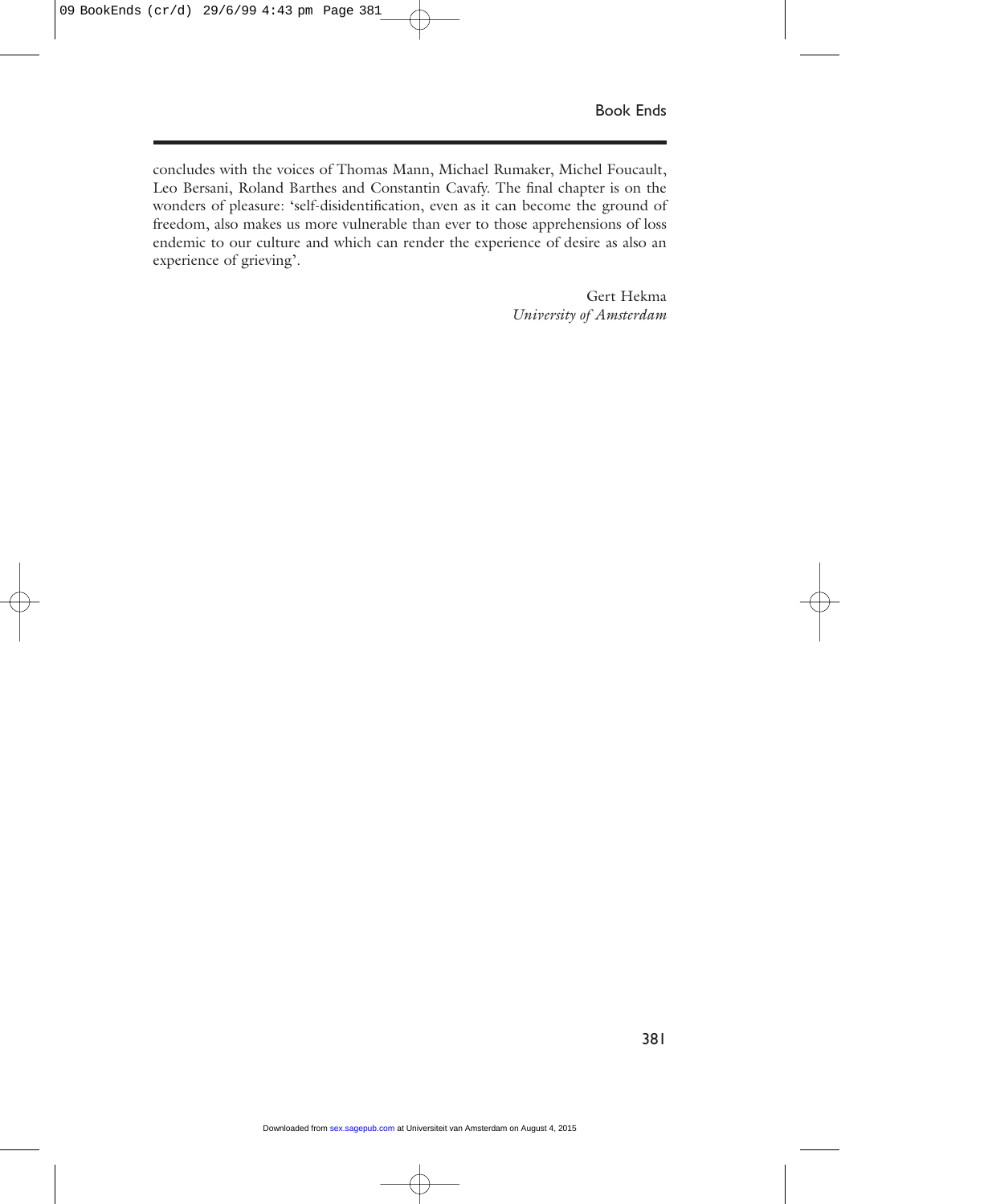concludes with the voices of Thomas Mann, Michael Rumaker, Michel Foucault, Leo Bersani, Roland Barthes and Constantin Cavafy. The final chapter is on the wonders of pleasure: 'self-disidentification, even as it can become the ground of freedom, also makes us more vulnerable than ever to those apprehensions of loss endemic to our culture and which can render the experience of desire as also an experience of grieving'.

Gert Hekma
*University of Amsterdam*